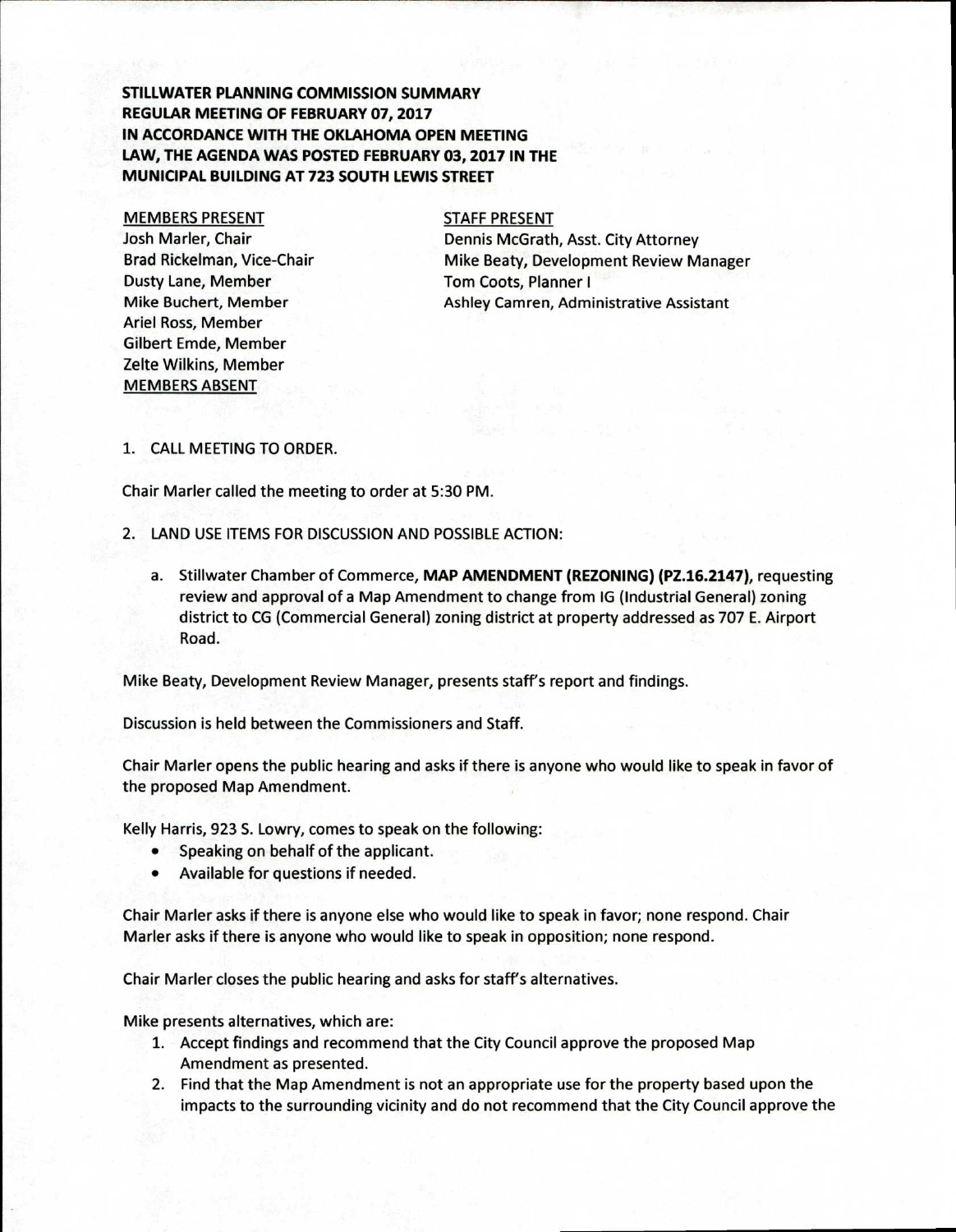**STILLWATER PLANNING COMMISSION SUMMARY**
**REGULAR MEETING OF FEBRUARY 07, 2017**
**IN ACCORDANCE WITH THE OKLAHOMA OPEN MEETING LAW, THE AGENDA WAS POSTED FEBRUARY 03, 2017 IN THE MUNICIPAL BUILDING AT 723 SOUTH LEWIS STREET**

MEMBERS PRESENT
Josh Marler, Chair
Brad Rickelman, Vice-Chair
Dusty Lane, Member
Mike Buchert, Member
Ariel Ross, Member
Gilbert Emde, Member
Zelte Wilkins, Member
MEMBERS ABSENT

STAFF PRESENT
Dennis McGrath, Asst. City Attorney
Mike Beaty, Development Review Manager
Tom Coots, Planner I
Ashley Camren, Administrative Assistant

1. CALL MEETING TO ORDER.

Chair Marler called the meeting to order at 5:30 PM.

2. LAND USE ITEMS FOR DISCUSSION AND POSSIBLE ACTION:

   a. Stillwater Chamber of Commerce, **MAP AMENDMENT (REZONING) (PZ.16.2147)**, requesting review and approval of a Map Amendment to change from IG (Industrial General) zoning district to CG (Commercial General) zoning district at property addressed as 707 E. Airport Road.

Mike Beaty, Development Review Manager, presents staff's report and findings.

Discussion is held between the Commissioners and Staff.

Chair Marler opens the public hearing and asks if there is anyone who would like to speak in favor of the proposed Map Amendment.

Kelly Harris, 923 S. Lowry, comes to speak on the following:

- Speaking on behalf of the applicant.
- Available for questions if needed.

Chair Marler asks if there is anyone else who would like to speak in favor; none respond. Chair Marler asks if there is anyone who would like to speak in opposition; none respond.

Chair Marler closes the public hearing and asks for staff's alternatives.

Mike presents alternatives, which are:

1. Accept findings and recommend that the City Council approve the proposed Map Amendment as presented.
2. Find that the Map Amendment is not an appropriate use for the property based upon the impacts to the surrounding vicinity and do not recommend that the City Council approve the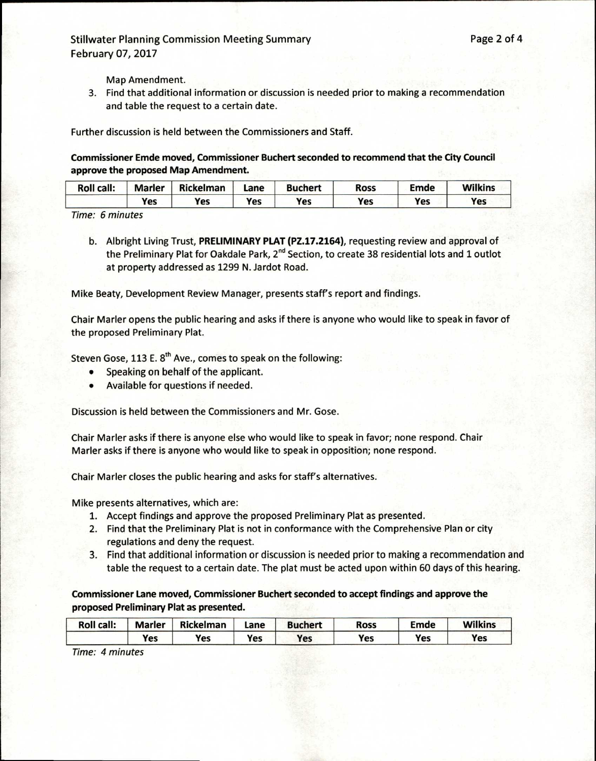Map Amendment.

3. Find that additional information or discussion is needed prior to making a recommendation and table the request to a certain date.

Further discussion is held between the Commissioners and Staff.

**Commissioner Emde moved, Commissioner Buchert seconded to recommend that the City Council approve the proposed Map Amendment.**

| Roll call: | Marler | Rickelman | Lane | Buchert | Ross | Emde | Wilkins |
|---|---|---|---|---|---|---|---|
| | Yes | Yes | Yes | Yes | Yes | Yes | Yes |

*Time: 6 minutes*

b. Albright Living Trust, **PRELIMINARY PLAT (PZ.17.2164)**, requesting review and approval of the Preliminary Plat for Oakdale Park, 2nd Section, to create 38 residential lots and 1 outlot at property addressed as 1299 N. Jardot Road.

Mike Beaty, Development Review Manager, presents staff's report and findings.

Chair Marler opens the public hearing and asks if there is anyone who would like to speak in favor of the proposed Preliminary Plat.

Steven Gose, 113 E. 8th Ave., comes to speak on the following:

- Speaking on behalf of the applicant.
- Available for questions if needed.

Discussion is held between the Commissioners and Mr. Gose.

Chair Marler asks if there is anyone else who would like to speak in favor; none respond. Chair Marler asks if there is anyone who would like to speak in opposition; none respond.

Chair Marler closes the public hearing and asks for staff's alternatives.

Mike presents alternatives, which are:

1. Accept findings and approve the proposed Preliminary Plat as presented.
2. Find that the Preliminary Plat is not in conformance with the Comprehensive Plan or city regulations and deny the request.
3. Find that additional information or discussion is needed prior to making a recommendation and table the request to a certain date. The plat must be acted upon within 60 days of this hearing.

**Commissioner Lane moved, Commissioner Buchert seconded to accept findings and approve the proposed Preliminary Plat as presented.**

| Roll call: | Marler | Rickelman | Lane | Buchert | Ross | Emde | Wilkins |
|---|---|---|---|---|---|---|---|
| | Yes | Yes | Yes | Yes | Yes | Yes | Yes |

*Time: 4 minutes*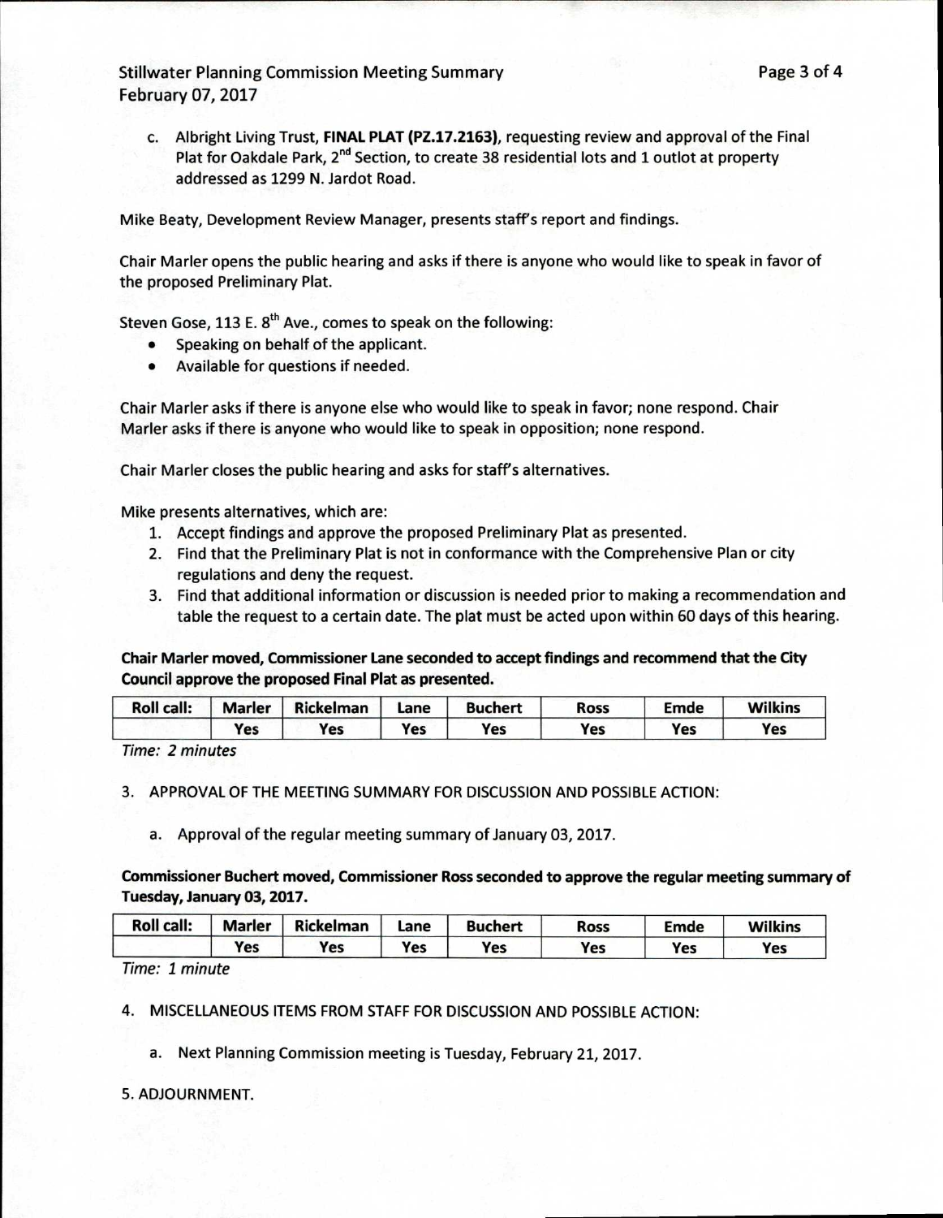c. Albright Living Trust, **FINAL PLAT (PZ.17.2163)**, requesting review and approval of the Final Plat for Oakdale Park, 2nd Section, to create 38 residential lots and 1 outlot at property addressed as 1299 N. Jardot Road.

Mike Beaty, Development Review Manager, presents staff's report and findings.

Chair Marler opens the public hearing and asks if there is anyone who would like to speak in favor of the proposed Preliminary Plat.

Steven Gose, 113 E. 8th Ave., comes to speak on the following:

- Speaking on behalf of the applicant.
- Available for questions if needed.

Chair Marler asks if there is anyone else who would like to speak in favor; none respond. Chair Marler asks if there is anyone who would like to speak in opposition; none respond.

Chair Marler closes the public hearing and asks for staff's alternatives.

Mike presents alternatives, which are:

1. Accept findings and approve the proposed Preliminary Plat as presented.
2. Find that the Preliminary Plat is not in conformance with the Comprehensive Plan or city regulations and deny the request.
3. Find that additional information or discussion is needed prior to making a recommendation and table the request to a certain date. The plat must be acted upon within 60 days of this hearing.

**Chair Marler moved, Commissioner Lane seconded to accept findings and recommend that the City Council approve the proposed Final Plat as presented.**

| Roll call: | Marler | Rickelman | Lane | Buchert | Ross | Emde | Wilkins |
|---|---|---|---|---|---|---|---|
| | Yes | Yes | Yes | Yes | Yes | Yes | Yes |

*Time: 2 minutes*

3. APPROVAL OF THE MEETING SUMMARY FOR DISCUSSION AND POSSIBLE ACTION:

   a. Approval of the regular meeting summary of January 03, 2017.

**Commissioner Buchert moved, Commissioner Ross seconded to approve the regular meeting summary of Tuesday, January 03, 2017.**

| Roll call: | Marler | Rickelman | Lane | Buchert | Ross | Emde | Wilkins |
|---|---|---|---|---|---|---|---|
| | Yes | Yes | Yes | Yes | Yes | Yes | Yes |

*Time: 1 minute*

4. MISCELLANEOUS ITEMS FROM STAFF FOR DISCUSSION AND POSSIBLE ACTION:

   a. Next Planning Commission meeting is Tuesday, February 21, 2017.

5. ADJOURNMENT.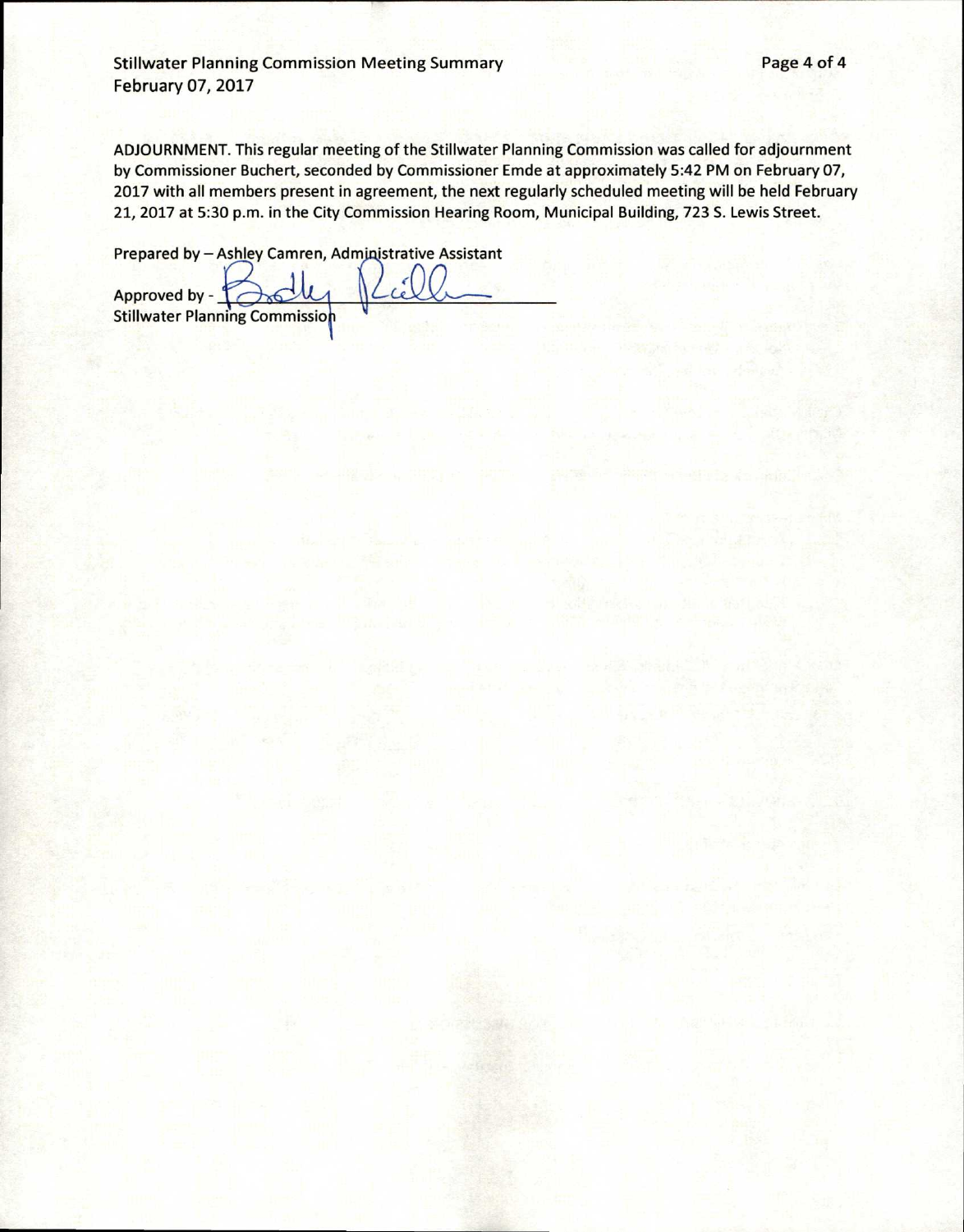ADJOURNMENT. This regular meeting of the Stillwater Planning Commission was called for adjournment by Commissioner Buchert, seconded by Commissioner Emde at approximately 5:42 PM on February 07, 2017 with all members present in agreement, the next regularly scheduled meeting will be held February 21, 2017 at 5:30 p.m. in the City Commission Hearing Room, Municipal Building, 723 S. Lewis Street.

Prepared by – Ashley Camren, Administrative Assistant

Approved by - ____________________

Stillwater Planning Commission